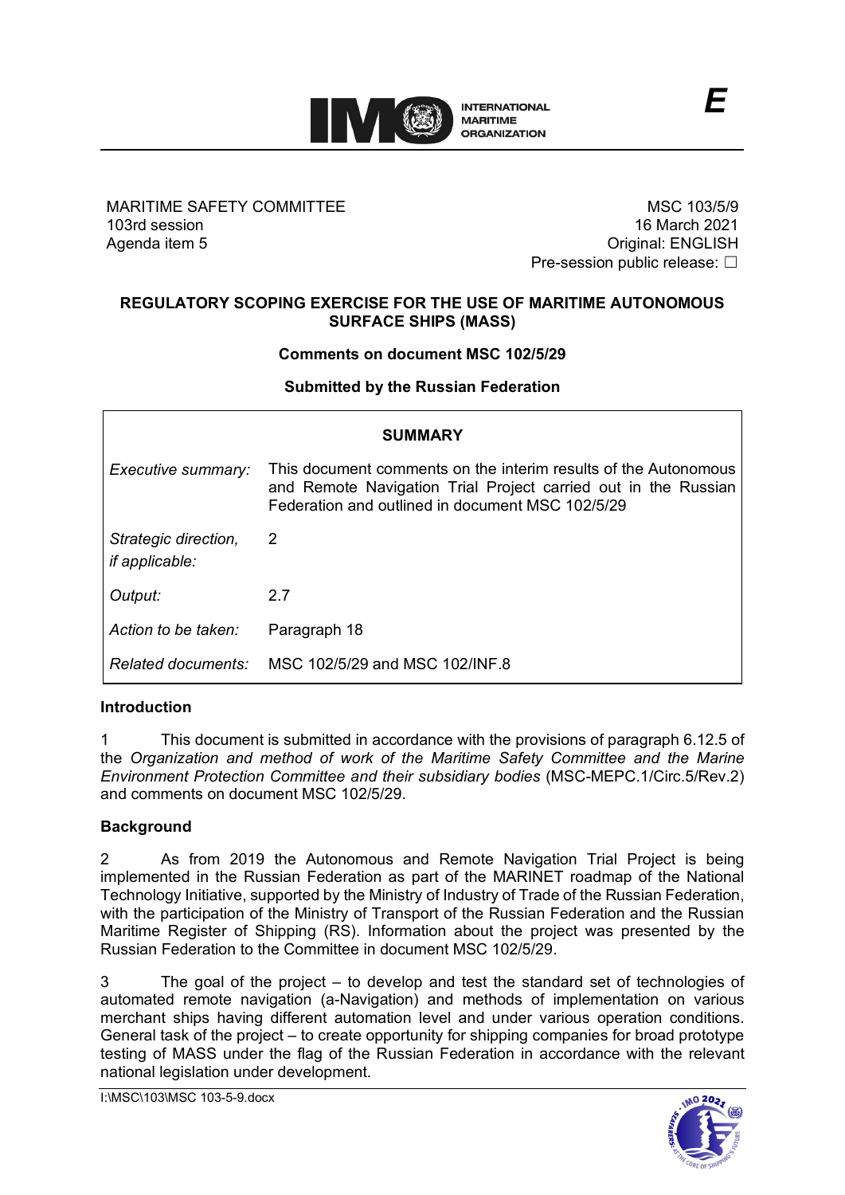E

MARITIME SAFETY COMMITTEE
103rd session
Agenda item 5

MSC 103/5/9
16 March 2021
Original: ENGLISH
Pre-session public release: ☐

## REGULATORY SCOPING EXERCISE FOR THE USE OF MARITIME AUTONOMOUS SURFACE SHIPS (MASS)

### Comments on document MSC 102/5/29

### Submitted by the Russian Federation

| SUMMARY | |
|---|---|
| *Executive summary:* | This document comments on the interim results of the Autonomous and Remote Navigation Trial Project carried out in the Russian Federation and outlined in document MSC 102/5/29 |
| *Strategic direction, if applicable:* | 2 |
| *Output:* | 2.7 |
| *Action to be taken:* | Paragraph 18 |
| *Related documents:* | MSC 102/5/29 and MSC 102/INF.8 |

**Introduction**

1 This document is submitted in accordance with the provisions of paragraph 6.12.5 of the *Organization and method of work of the Maritime Safety Committee and the Marine Environment Protection Committee and their subsidiary bodies* (MSC-MEPC.1/Circ.5/Rev.2) and comments on document MSC 102/5/29.

**Background**

2 As from 2019 the Autonomous and Remote Navigation Trial Project is being implemented in the Russian Federation as part of the MARINET roadmap of the National Technology Initiative, supported by the Ministry of Industry of Trade of the Russian Federation, with the participation of the Ministry of Transport of the Russian Federation and the Russian Maritime Register of Shipping (RS). Information about the project was presented by the Russian Federation to the Committee in document MSC 102/5/29.

3 The goal of the project – to develop and test the standard set of technologies of automated remote navigation (a-Navigation) and methods of implementation on various merchant ships having different automation level and under various operation conditions. General task of the project – to create opportunity for shipping companies for broad prototype testing of MASS under the flag of the Russian Federation in accordance with the relevant national legislation under development.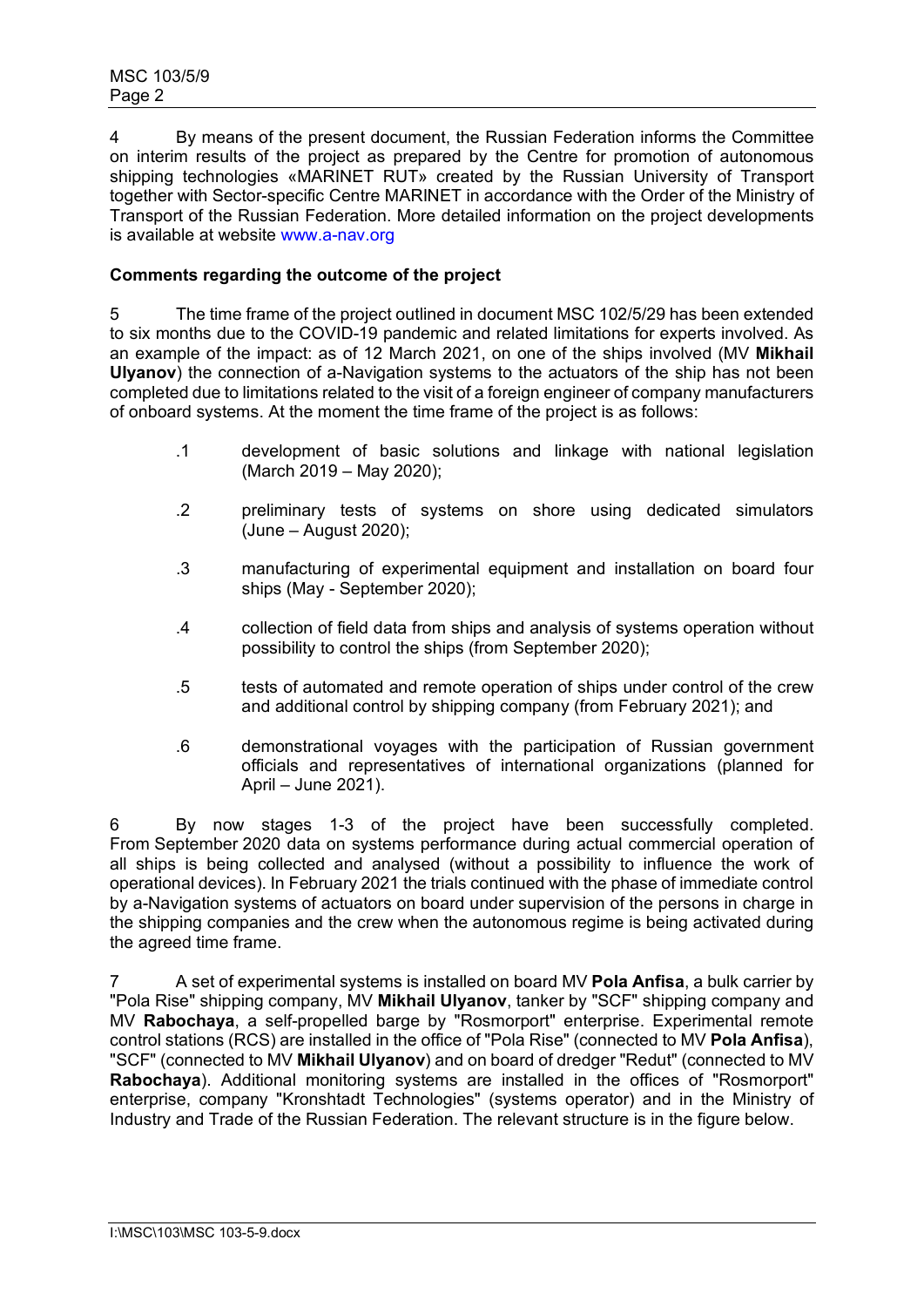4 By means of the present document, the Russian Federation informs the Committee on interim results of the project as prepared by the Centre for promotion of autonomous shipping technologies «MARINET RUT» created by the Russian University of Transport together with Sector-specific Centre MARINET in accordance with the Order of the Ministry of Transport of the Russian Federation. More detailed information on the project developments is available at website www.a-nav.org

**Comments regarding the outcome of the project**

5 The time frame of the project outlined in document MSC 102/5/29 has been extended to six months due to the COVID-19 pandemic and related limitations for experts involved. As an example of the impact: as of 12 March 2021, on one of the ships involved (MV **Mikhail Ulyanov**) the connection of a-Navigation systems to the actuators of the ship has not been completed due to limitations related to the visit of a foreign engineer of company manufacturers of onboard systems. At the moment the time frame of the project is as follows:

.1 development of basic solutions and linkage with national legislation (March 2019 – May 2020);

.2 preliminary tests of systems on shore using dedicated simulators (June – August 2020);

.3 manufacturing of experimental equipment and installation on board four ships (May - September 2020);

.4 collection of field data from ships and analysis of systems operation without possibility to control the ships (from September 2020);

.5 tests of automated and remote operation of ships under control of the crew and additional control by shipping company (from February 2021); and

.6 demonstrational voyages with the participation of Russian government officials and representatives of international organizations (planned for April – June 2021).

6 By now stages 1-3 of the project have been successfully completed. From September 2020 data on systems performance during actual commercial operation of all ships is being collected and analysed (without a possibility to influence the work of operational devices). In February 2021 the trials continued with the phase of immediate control by a-Navigation systems of actuators on board under supervision of the persons in charge in the shipping companies and the crew when the autonomous regime is being activated during the agreed time frame.

7 A set of experimental systems is installed on board MV **Pola Anfisa**, a bulk carrier by "Pola Rise" shipping company, MV **Mikhail Ulyanov**, tanker by "SCF" shipping company and MV **Rabochaya**, a self-propelled barge by "Rosmorport" enterprise. Experimental remote control stations (RCS) are installed in the office of "Pola Rise" (connected to MV **Pola Anfisa**), "SCF" (connected to MV **Mikhail Ulyanov**) and on board of dredger "Redut" (connected to MV **Rabochaya**). Additional monitoring systems are installed in the offices of "Rosmorport" enterprise, company "Kronshtadt Technologies" (systems operator) and in the Ministry of Industry and Trade of the Russian Federation. The relevant structure is in the figure below.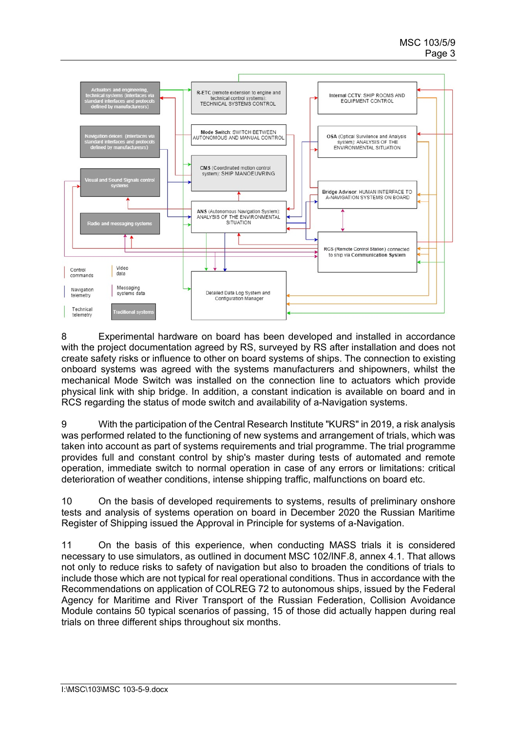Actuators and engineering, technical systems (interfaces via standard interfaces and protocols defined by manufacturesrs)

Navigation deices (interfaces via standard interfaces and protocols defined by manufacturesrs)

Visual and Sound Signals control systems

Radio and messaging systems

R-ETC (remote extension to engine and technical control systems): TECHNICAL SYSTEMS CONTROL

Mode Switch: SWITCH BETWEEN AUTONOMOUS AND MANUAL CONTROL

CMS (Coordinated motion control system): SHIP MANOEUVRING

ANS (Autonomous Navigation System): ANALYSIS OF THE ENVIRONMENTAL SITUATION

Internal CCTV: SHIP ROOMS AND EQUIPMENT CONTROL

OSA (Optical Survilence and Analysis system): ANALYSIS OF THE ENVIRONMENTAL SITUATION

Bridge Advisor: HUMAN INTERFACE TO A-NAVIGATION SYSTEMS ON BOARD

RCS (Remote Control Station) connected to ship via Communication System

Detailed Data Log System and Configuration Manager

Control commands | Video data | Navigation telemetry | Messaging systems data | Technical telemetry | Traditional systems

8 Experimental hardware on board has been developed and installed in accordance with the project documentation agreed by RS, surveyed by RS after installation and does not create safety risks or influence to other on board systems of ships. The connection to existing onboard systems was agreed with the systems manufacturers and shipowners, whilst the mechanical Mode Switch was installed on the connection line to actuators which provide physical link with ship bridge. In addition, a constant indication is available on board and in RCS regarding the status of mode switch and availability of a-Navigation systems.

9 With the participation of the Central Research Institute "KURS" in 2019, a risk analysis was performed related to the functioning of new systems and arrangement of trials, which was taken into account as part of systems requirements and trial programme. The trial programme provides full and constant control by ship's master during tests of automated and remote operation, immediate switch to normal operation in case of any errors or limitations: critical deterioration of weather conditions, intense shipping traffic, malfunctions on board etc.

10 On the basis of developed requirements to systems, results of preliminary onshore tests and analysis of systems operation on board in December 2020 the Russian Maritime Register of Shipping issued the Approval in Principle for systems of a-Navigation.

11 On the basis of this experience, when conducting MASS trials it is considered necessary to use simulators, as outlined in document MSC 102/INF.8, annex 4.1. That allows not only to reduce risks to safety of navigation but also to broaden the conditions of trials to include those which are not typical for real operational conditions. Thus in accordance with the Recommendations on application of COLREG 72 to autonomous ships, issued by the Federal Agency for Maritime and River Transport of the Russian Federation, Collision Avoidance Module contains 50 typical scenarios of passing, 15 of those did actually happen during real trials on three different ships throughout six months.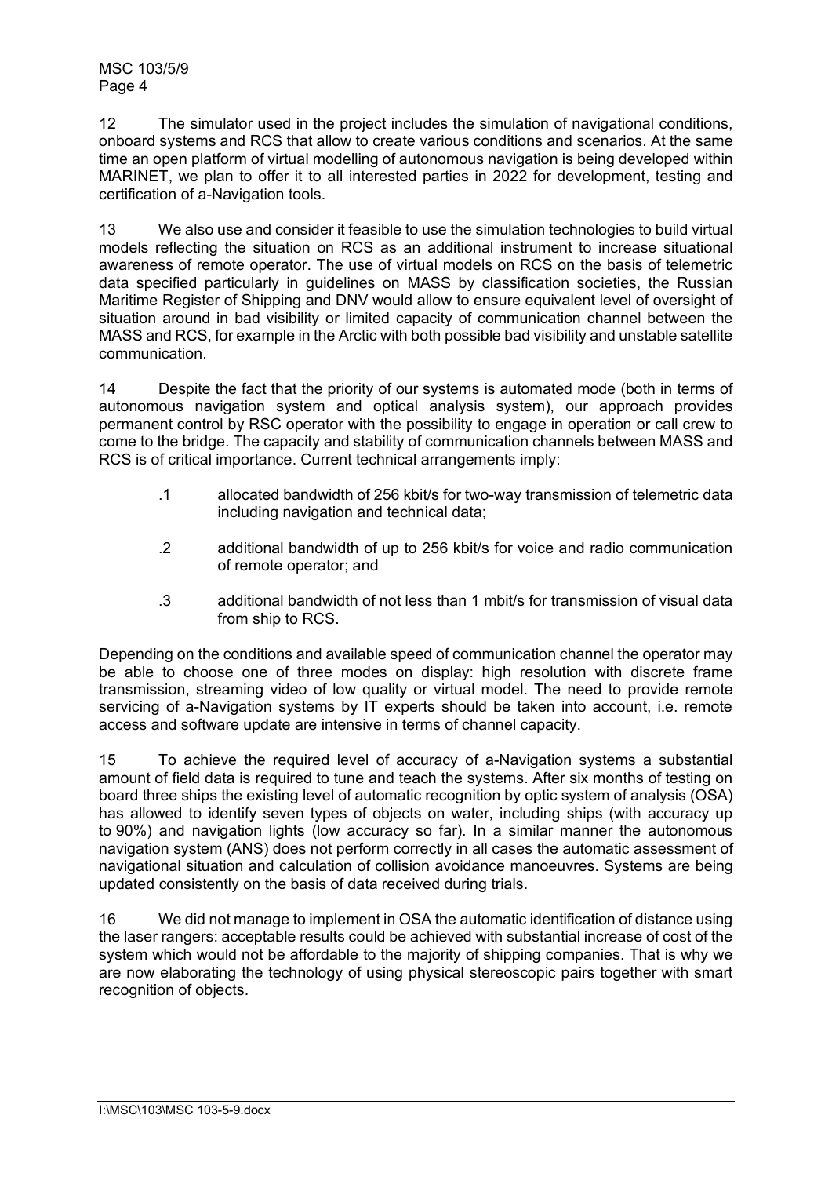12 The simulator used in the project includes the simulation of navigational conditions, onboard systems and RCS that allow to create various conditions and scenarios. At the same time an open platform of virtual modelling of autonomous navigation is being developed within MARINET, we plan to offer it to all interested parties in 2022 for development, testing and certification of a-Navigation tools.

13 We also use and consider it feasible to use the simulation technologies to build virtual models reflecting the situation on RCS as an additional instrument to increase situational awareness of remote operator. The use of virtual models on RCS on the basis of telemetric data specified particularly in guidelines on MASS by classification societies, the Russian Maritime Register of Shipping and DNV would allow to ensure equivalent level of oversight of situation around in bad visibility or limited capacity of communication channel between the MASS and RCS, for example in the Arctic with both possible bad visibility and unstable satellite communication.

14 Despite the fact that the priority of our systems is automated mode (both in terms of autonomous navigation system and optical analysis system), our approach provides permanent control by RSC operator with the possibility to engage in operation or call crew to come to the bridge. The capacity and stability of communication channels between MASS and RCS is of critical importance. Current technical arrangements imply:

.1 allocated bandwidth of 256 kbit/s for two-way transmission of telemetric data including navigation and technical data;

.2 additional bandwidth of up to 256 kbit/s for voice and radio communication of remote operator; and

.3 additional bandwidth of not less than 1 mbit/s for transmission of visual data from ship to RCS.

Depending on the conditions and available speed of communication channel the operator may be able to choose one of three modes on display: high resolution with discrete frame transmission, streaming video of low quality or virtual model. The need to provide remote servicing of a-Navigation systems by IT experts should be taken into account, i.e. remote access and software update are intensive in terms of channel capacity.

15 To achieve the required level of accuracy of a-Navigation systems a substantial amount of field data is required to tune and teach the systems. After six months of testing on board three ships the existing level of automatic recognition by optic system of analysis (OSA) has allowed to identify seven types of objects on water, including ships (with accuracy up to 90%) and navigation lights (low accuracy so far). In a similar manner the autonomous navigation system (ANS) does not perform correctly in all cases the automatic assessment of navigational situation and calculation of collision avoidance manoeuvres. Systems are being updated consistently on the basis of data received during trials.

16 We did not manage to implement in OSA the automatic identification of distance using the laser rangers: acceptable results could be achieved with substantial increase of cost of the system which would not be affordable to the majority of shipping companies. That is why we are now elaborating the technology of using physical stereoscopic pairs together with smart recognition of objects.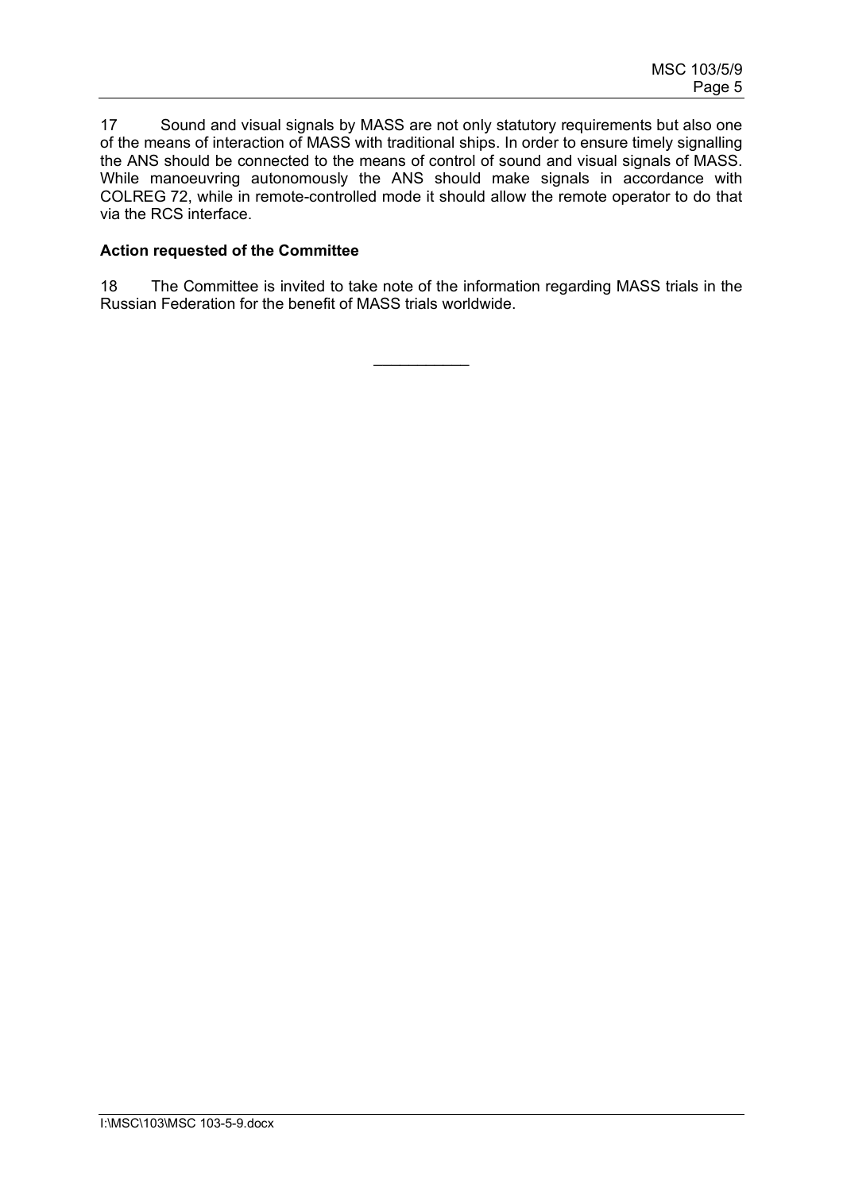17 Sound and visual signals by MASS are not only statutory requirements but also one of the means of interaction of MASS with traditional ships. In order to ensure timely signalling the ANS should be connected to the means of control of sound and visual signals of MASS. While manoeuvring autonomously the ANS should make signals in accordance with COLREG 72, while in remote-controlled mode it should allow the remote operator to do that via the RCS interface.

**Action requested of the Committee**

18 The Committee is invited to take note of the information regarding MASS trials in the Russian Federation for the benefit of MASS trials worldwide.

___________